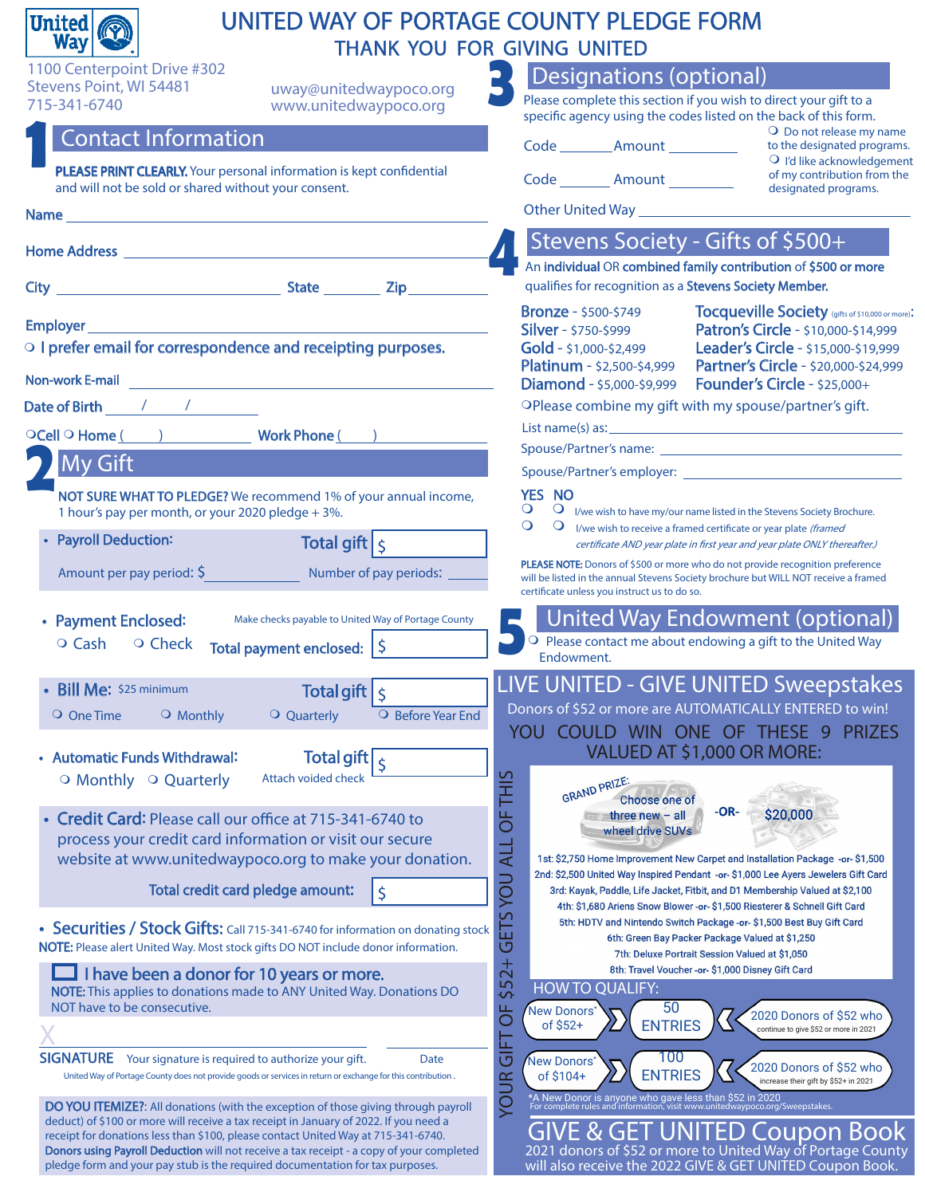# UNITED WAY OF PORTAGE COUNTY PLEDGE FORM

## THANK YOU FOR GIVING UNITED

1100 Centerpoint Drive #302
Stevens Point, WI 54481
715-341-6740

uway@unitedwaypoco.org
www.unitedwaypoco.org

## 1 Contact Information

**PLEASE PRINT CLEARLY.** Your personal information is kept confidential and will not be sold or shared without your consent.

Name ______________________________

Home Address ______________________________

City ____________________ State ________ Zip __________

Employer ______________________________

○ I prefer email for correspondence and receipting purposes.

Non-work E-mail ______________________________

Date of Birth ____/____/________

○Cell ○ Home (____) __________ Work Phone (____) __________

## 2 My Gift

**NOT SURE WHAT TO PLEDGE?** We recommend 1% of your annual income, 1 hour's pay per month, or your 2020 pledge + 3%.

- **Payroll Deduction:** **Total gift** $ ________
  Amount per pay period: $ __________ Number of pay periods: ______

- **Payment Enclosed:** Make checks payable to United Way of Portage County
  ○ Cash ○ Check **Total payment enclosed:** $ ________

- **Bill Me:** $25 minimum **Total gift** $ ________
  ○ One Time ○ Monthly ○ Quarterly ○ Before Year End

- **Automatic Funds Withdrawal:** **Total gift** $ ________
  ○ Monthly ○ Quarterly Attach voided check

- **Credit Card:** Please call our office at 715-341-6740 to process your credit card information or visit our secure website at www.unitedwaypoco.org to make your donation.
  **Total credit card pledge amount:** $ ________

- **Securities / Stock Gifts:** Call 715-341-6740 for information on donating stock
  **NOTE:** Please alert United Way. Most stock gifts DO NOT include donor information.

☐ **I have been a donor for 10 years or more.**
**NOTE:** This applies to donations made to ANY United Way. Donations DO NOT have to be consecutive.

X ______________________________ ______________

**SIGNATURE** Your signature is required to authorize your gift. Date

United Way of Portage County does not provide goods or services in return or exchange for this contribution.

**DO YOU ITEMIZE?:** All donations (with the exception of those giving through payroll deduct) of $100 or more will receive a tax receipt in January of 2022. If you need a receipt for donations less than $100, please contact United Way at 715-341-6740. **Donors using Payroll Deduction** will not receive a tax receipt - a copy of your completed pledge form and your pay stub is the required documentation for tax purposes.

## 3 Designations (optional)

Please complete this section if you wish to direct your gift to a specific agency using the codes listed on the back of this form.

Code ________ Amount __________

Code ________ Amount __________

○ Do not release my name to the designated programs.
○ I'd like acknowledgement of my contribution from the designated programs.

Other United Way ______________________________

## 4 Stevens Society - Gifts of $500+

An **individual** OR **combined family contribution** of **$500 or more** qualifies for recognition as a **Stevens Society Member.**

**Bronze** - $500-$749
**Silver** - $750-$999
**Gold** - $1,000-$2,499
**Platinum** - $2,500-$4,999
**Diamond** - $5,000-$9,999

**Tocqueville Society** (gifts of $10,000 or more):
**Patron's Circle** - $10,000-$14,999
**Leader's Circle** - $15,000-$19,999
**Partner's Circle** - $20,000-$24,999
**Founder's Circle** - $25,000+

○Please combine my gift with my spouse/partner's gift.

List name(s) as: ______________________________

Spouse/Partner's name: ______________________________

Spouse/Partner's employer: ______________________________

| YES | NO | |
|---|---|---|
| ○ | ○ | I/we wish to have my/our name listed in the Stevens Society Brochure. |
| ○ | ○ | I/we wish to receive a framed certificate or year plate *(framed certificate AND year plate in first year and year plate ONLY thereafter.)* |

**PLEASE NOTE:** Donors of $500 or more who do not provide recognition preference will be listed in the annual Stevens Society brochure but WILL NOT receive a framed certificate unless you instruct us to do so.

## 5 United Way Endowment (optional)

○ Please contact me about endowing a gift to the United Way Endowment.

## LIVE UNITED - GIVE UNITED Sweepstakes

Donors of $52 or more are AUTOMATICALLY ENTERED to win!

YOU COULD WIN ONE OF THESE 9 PRIZES VALUED AT $1,000 OR MORE:

YOUR GIFT OF $52+ GETS YOU ALL OF THIS

GRAND PRIZE: Choose one of three new - all wheel drive SUVs -OR- $20,000

1st: $2,750 Home Improvement New Carpet and Installation Package -or- $1,500
2nd: $2,500 United Way Inspired Pendant -or- $1,000 Lee Ayers Jewelers Gift Card
3rd: Kayak, Paddle, Life Jacket, Fitbit, and D1 Membership Valued at $2,100
4th: $1,680 Ariens Snow Blower -or- $1,500 Riesterer & Schnell Gift Card
5th: HDTV and Nintendo Switch Package -or- $1,500 Best Buy Gift Card
6th: Green Bay Packer Package Valued at $1,250
7th: Deluxe Portrait Session Valued at $1,050
8th: Travel Voucher -or- $1,000 Disney Gift Card

HOW TO QUALIFY:

New Donors* of $52+ → **50 ENTRIES** ← 2020 Donors of $52 who continue to give $52 or more in 2021

New Donors* of $104+ → **100 ENTRIES** ← 2020 Donors of $52 who increase their gift by $52+ in 2021

*A New Donor is anyone who gave less than $52 in 2020
For complete rules and information, visit www.unitedwaypoco.org/Sweepstakes.

## GIVE & GET UNITED Coupon Book

2021 donors of $52 or more to United Way of Portage County will also receive the 2022 GIVE & GET UNITED Coupon Book.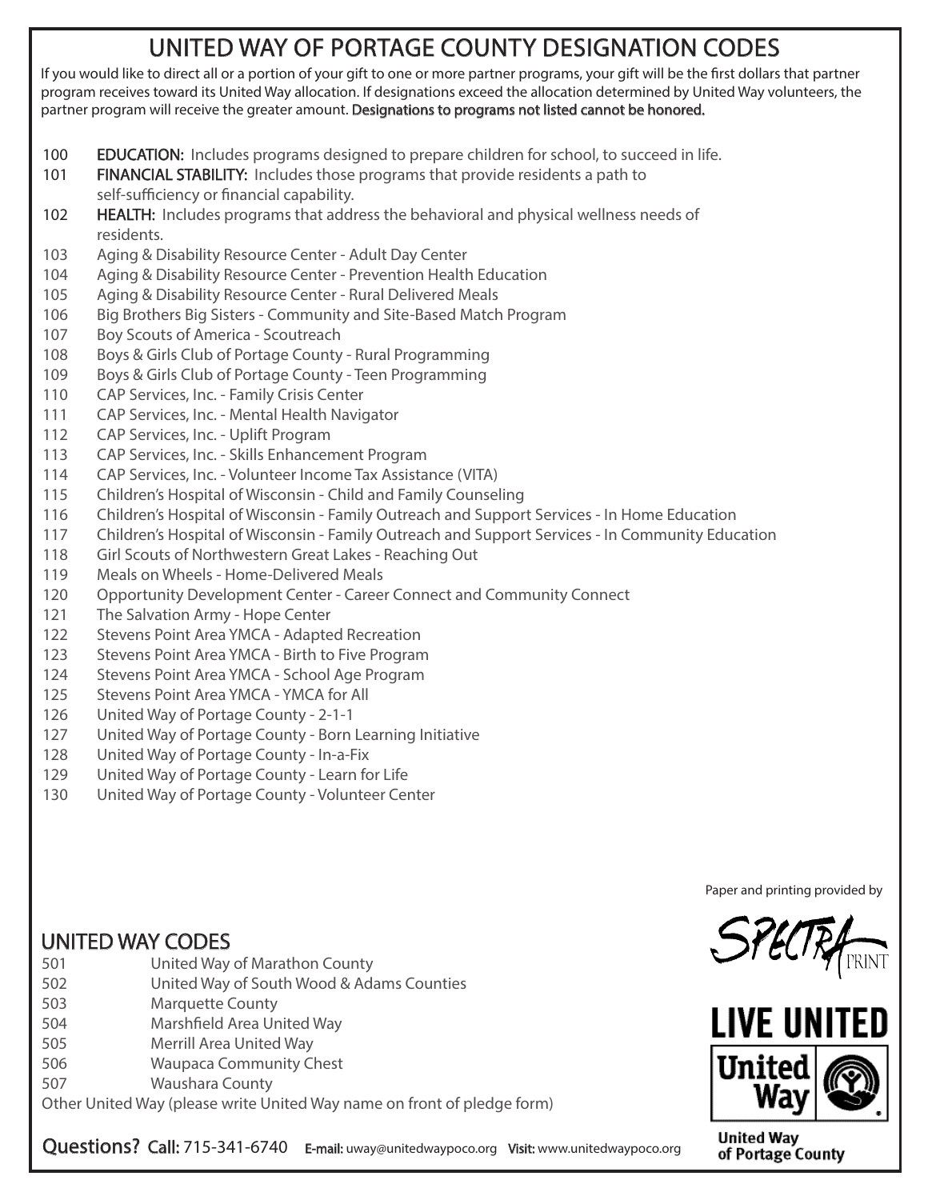# UNITED WAY OF PORTAGE COUNTY DESIGNATION CODES

If you would like to direct all or a portion of your gift to one or more partner programs, your gift will be the first dollars that partner program receives toward its United Way allocation. If designations exceed the allocation determined by United Way volunteers, the partner program will receive the greater amount. **Designations to programs not listed cannot be honored.**

100 **EDUCATION:** Includes programs designed to prepare children for school, to succeed in life.
101 **FINANCIAL STABILITY:** Includes those programs that provide residents a path to self-sufficiency or financial capability.
102 **HEALTH:** Includes programs that address the behavioral and physical wellness needs of residents.
103 Aging & Disability Resource Center - Adult Day Center
104 Aging & Disability Resource Center - Prevention Health Education
105 Aging & Disability Resource Center - Rural Delivered Meals
106 Big Brothers Big Sisters - Community and Site-Based Match Program
107 Boy Scouts of America - Scoutreach
108 Boys & Girls Club of Portage County - Rural Programming
109 Boys & Girls Club of Portage County - Teen Programming
110 CAP Services, Inc. - Family Crisis Center
111 CAP Services, Inc. - Mental Health Navigator
112 CAP Services, Inc. - Uplift Program
113 CAP Services, Inc. - Skills Enhancement Program
114 CAP Services, Inc. - Volunteer Income Tax Assistance (VITA)
115 Children's Hospital of Wisconsin - Child and Family Counseling
116 Children's Hospital of Wisconsin - Family Outreach and Support Services - In Home Education
117 Children's Hospital of Wisconsin - Family Outreach and Support Services - In Community Education
118 Girl Scouts of Northwestern Great Lakes - Reaching Out
119 Meals on Wheels - Home-Delivered Meals
120 Opportunity Development Center - Career Connect and Community Connect
121 The Salvation Army - Hope Center
122 Stevens Point Area YMCA - Adapted Recreation
123 Stevens Point Area YMCA - Birth to Five Program
124 Stevens Point Area YMCA - School Age Program
125 Stevens Point Area YMCA - YMCA for All
126 United Way of Portage County - 2-1-1
127 United Way of Portage County - Born Learning Initiative
128 United Way of Portage County - In-a-Fix
129 United Way of Portage County - Learn for Life
130 United Way of Portage County - Volunteer Center

Paper and printing provided by

SPECTRA PRINT

## UNITED WAY CODES

501 United Way of Marathon County
502 United Way of South Wood & Adams Counties
503 Marquette County
504 Marshfield Area United Way
505 Merrill Area United Way
506 Waupaca Community Chest
507 Waushara County
Other United Way (please write United Way name on front of pledge form)

LIVE UNITED

United Way of Portage County

**Questions?** **Call:** 715-341-6740 **E-mail:** uway@unitedwaypoco.org **Visit:** www.unitedwaypoco.org